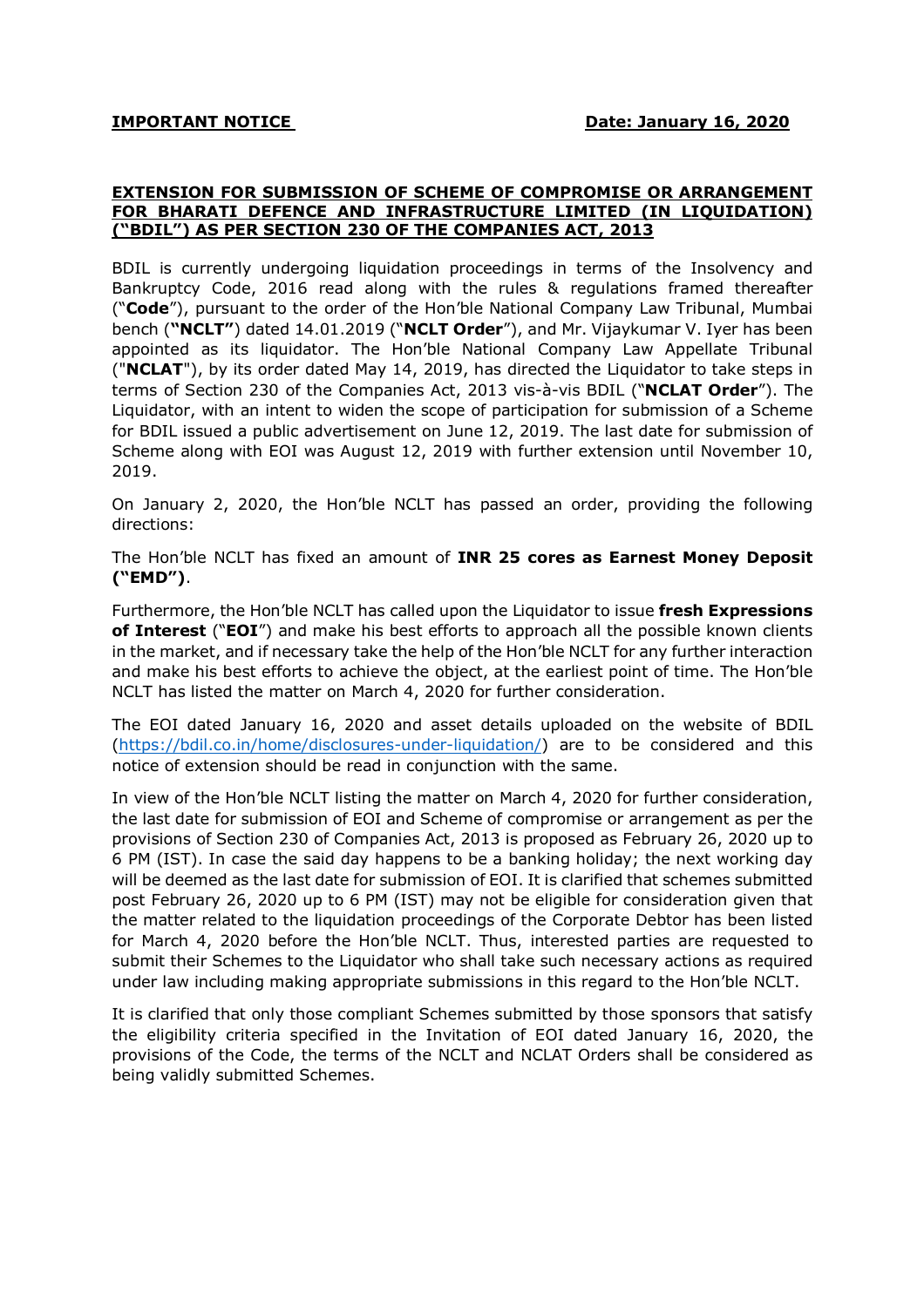**IMPORTANT NOTICE** **Date: January 16, 2020**

## EXTENSION FOR SUBMISSION OF SCHEME OF COMPROMISE OR ARRANGEMENT FOR BHARATI DEFENCE AND INFRASTRUCTURE LIMITED (IN LIQUIDATION) ("BDIL") AS PER SECTION 230 OF THE COMPANIES ACT, 2013

BDIL is currently undergoing liquidation proceedings in terms of the Insolvency and Bankruptcy Code, 2016 read along with the rules & regulations framed thereafter ("**Code**"), pursuant to the order of the Hon'ble National Company Law Tribunal, Mumbai bench (**"NCLT"**) dated 14.01.2019 ("**NCLT Order**"), and Mr. Vijaykumar V. Iyer has been appointed as its liquidator. The Hon'ble National Company Law Appellate Tribunal ("**NCLAT**"), by its order dated May 14, 2019, has directed the Liquidator to take steps in terms of Section 230 of the Companies Act, 2013 vis-à-vis BDIL ("**NCLAT Order**"). The Liquidator, with an intent to widen the scope of participation for submission of a Scheme for BDIL issued a public advertisement on June 12, 2019. The last date for submission of Scheme along with EOI was August 12, 2019 with further extension until November 10, 2019.

On January 2, 2020, the Hon'ble NCLT has passed an order, providing the following directions:

The Hon'ble NCLT has fixed an amount of **INR 25 cores as Earnest Money Deposit ("EMD")**.

Furthermore, the Hon'ble NCLT has called upon the Liquidator to issue **fresh Expressions of Interest** ("**EOI**") and make his best efforts to approach all the possible known clients in the market, and if necessary take the help of the Hon'ble NCLT for any further interaction and make his best efforts to achieve the object, at the earliest point of time. The Hon'ble NCLT has listed the matter on March 4, 2020 for further consideration.

The EOI dated January 16, 2020 and asset details uploaded on the website of BDIL (https://bdil.co.in/home/disclosures-under-liquidation/) are to be considered and this notice of extension should be read in conjunction with the same.

In view of the Hon'ble NCLT listing the matter on March 4, 2020 for further consideration, the last date for submission of EOI and Scheme of compromise or arrangement as per the provisions of Section 230 of Companies Act, 2013 is proposed as February 26, 2020 up to 6 PM (IST). In case the said day happens to be a banking holiday; the next working day will be deemed as the last date for submission of EOI. It is clarified that schemes submitted post February 26, 2020 up to 6 PM (IST) may not be eligible for consideration given that the matter related to the liquidation proceedings of the Corporate Debtor has been listed for March 4, 2020 before the Hon'ble NCLT. Thus, interested parties are requested to submit their Schemes to the Liquidator who shall take such necessary actions as required under law including making appropriate submissions in this regard to the Hon'ble NCLT.

It is clarified that only those compliant Schemes submitted by those sponsors that satisfy the eligibility criteria specified in the Invitation of EOI dated January 16, 2020, the provisions of the Code, the terms of the NCLT and NCLAT Orders shall be considered as being validly submitted Schemes.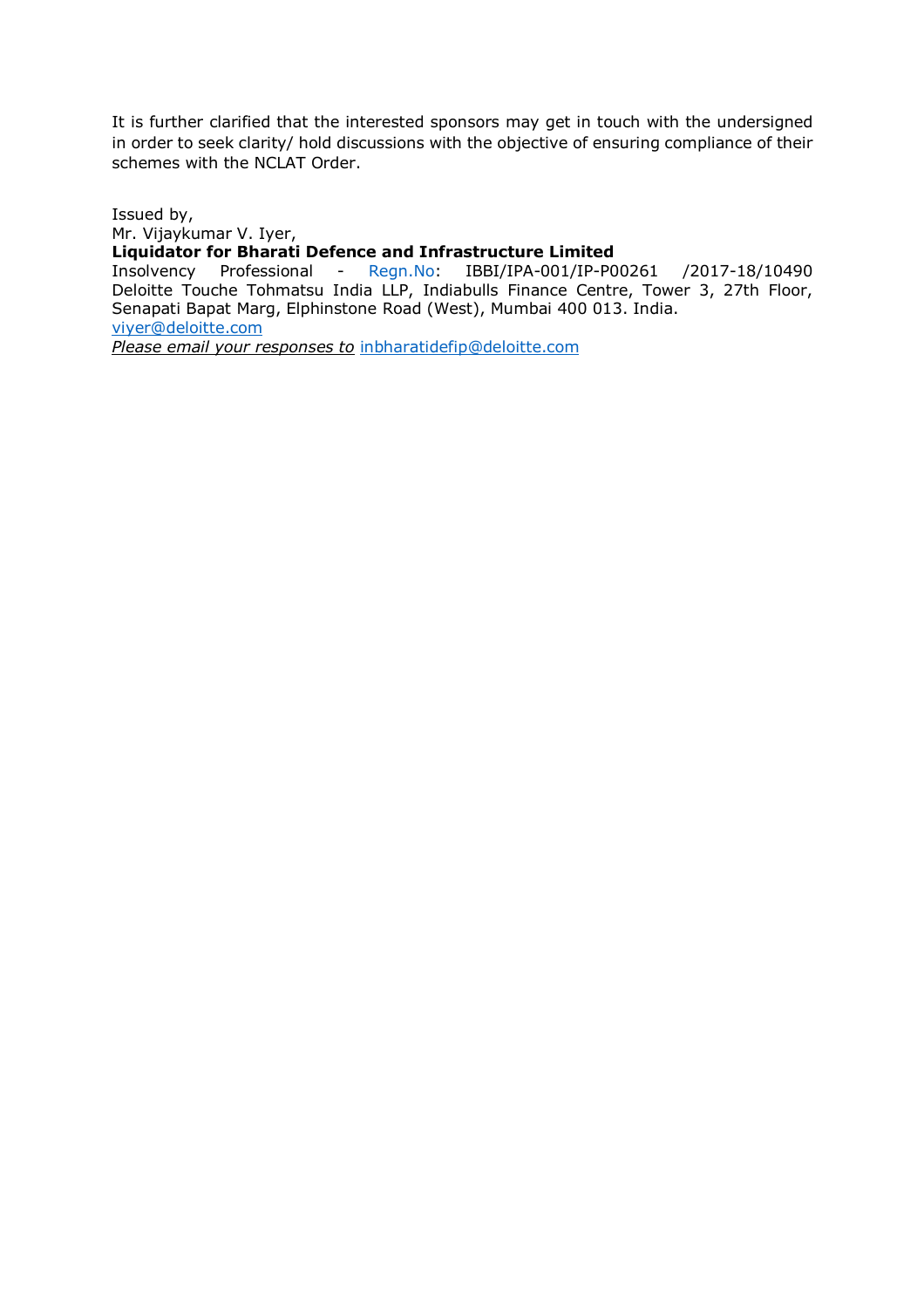It is further clarified that the interested sponsors may get in touch with the undersigned in order to seek clarity/ hold discussions with the objective of ensuring compliance of their schemes with the NCLAT Order.

Issued by,
Mr. Vijaykumar V. Iyer,
**Liquidator for Bharati Defence and Infrastructure Limited**
Insolvency Professional - Regn.No: IBBI/IPA-001/IP-P00261 /2017-18/10490
Deloitte Touche Tohmatsu India LLP, Indiabulls Finance Centre, Tower 3, 27th Floor, Senapati Bapat Marg, Elphinstone Road (West), Mumbai 400 013. India.
viyer@deloitte.com
*Please email your responses to* inbharatidefip@deloitte.com